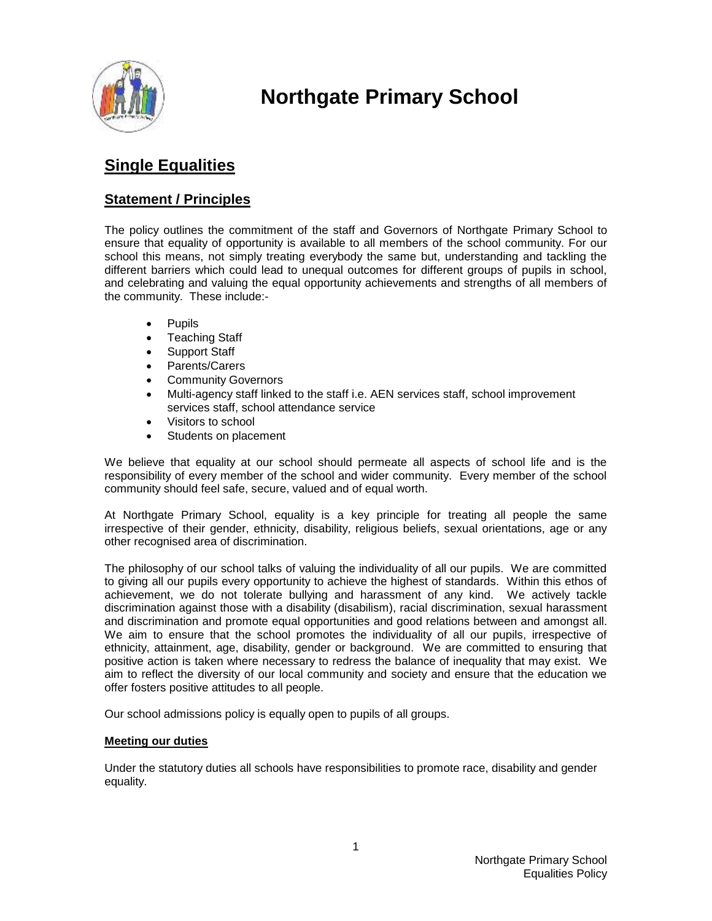# Northgate Primary School

## Single Equalities

### Statement / Principles

The policy outlines the commitment of the staff and Governors of Northgate Primary School to ensure that equality of opportunity is available to all members of the school community. For our school this means, not simply treating everybody the same but, understanding and tackling the different barriers which could lead to unequal outcomes for different groups of pupils in school, and celebrating and valuing the equal opportunity achievements and strengths of all members of the community. These include:-

- Pupils
- Teaching Staff
- Support Staff
- Parents/Carers
- Community Governors
- Multi-agency staff linked to the staff i.e. AEN services staff, school improvement services staff, school attendance service
- Visitors to school
- Students on placement

We believe that equality at our school should permeate all aspects of school life and is the responsibility of every member of the school and wider community. Every member of the school community should feel safe, secure, valued and of equal worth.

At Northgate Primary School, equality is a key principle for treating all people the same irrespective of their gender, ethnicity, disability, religious beliefs, sexual orientations, age or any other recognised area of discrimination.

The philosophy of our school talks of valuing the individuality of all our pupils. We are committed to giving all our pupils every opportunity to achieve the highest of standards. Within this ethos of achievement, we do not tolerate bullying and harassment of any kind. We actively tackle discrimination against those with a disability (disabilism), racial discrimination, sexual harassment and discrimination and promote equal opportunities and good relations between and amongst all. We aim to ensure that the school promotes the individuality of all our pupils, irrespective of ethnicity, attainment, age, disability, gender or background. We are committed to ensuring that positive action is taken where necessary to redress the balance of inequality that may exist. We aim to reflect the diversity of our local community and society and ensure that the education we offer fosters positive attitudes to all people.

Our school admissions policy is equally open to pupils of all groups.

**Meeting our duties**

Under the statutory duties all schools have responsibilities to promote race, disability and gender equality.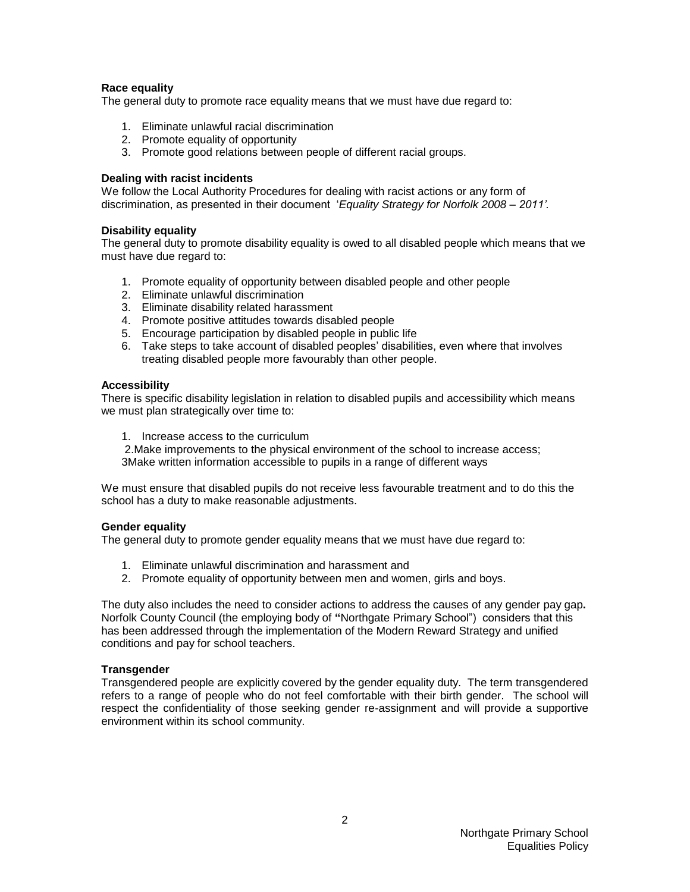**Race equality**

The general duty to promote race equality means that we must have due regard to:

1. Eliminate unlawful racial discrimination
2. Promote equality of opportunity
3. Promote good relations between people of different racial groups.

**Dealing with racist incidents**

We follow the Local Authority Procedures for dealing with racist actions or any form of discrimination, as presented in their document '*Equality Strategy for Norfolk 2008 – 2011'.*

**Disability equality**

The general duty to promote disability equality is owed to all disabled people which means that we must have due regard to:

1. Promote equality of opportunity between disabled people and other people
2. Eliminate unlawful discrimination
3. Eliminate disability related harassment
4. Promote positive attitudes towards disabled people
5. Encourage participation by disabled people in public life
6. Take steps to take account of disabled peoples' disabilities, even where that involves treating disabled people more favourably than other people.

**Accessibility**

There is specific disability legislation in relation to disabled pupils and accessibility which means we must plan strategically over time to:

1. Increase access to the curriculum
2. Make improvements to the physical environment of the school to increase access;
3. Make written information accessible to pupils in a range of different ways

We must ensure that disabled pupils do not receive less favourable treatment and to do this the school has a duty to make reasonable adjustments.

**Gender equality**

The general duty to promote gender equality means that we must have due regard to:

1. Eliminate unlawful discrimination and harassment and
2. Promote equality of opportunity between men and women, girls and boys.

The duty also includes the need to consider actions to address the causes of any gender pay gap**.** Norfolk County Council (the employing body of **"**Northgate Primary School") considers that this has been addressed through the implementation of the Modern Reward Strategy and unified conditions and pay for school teachers.

**Transgender**

Transgendered people are explicitly covered by the gender equality duty. The term transgendered refers to a range of people who do not feel comfortable with their birth gender. The school will respect the confidentiality of those seeking gender re-assignment and will provide a supportive environment within its school community.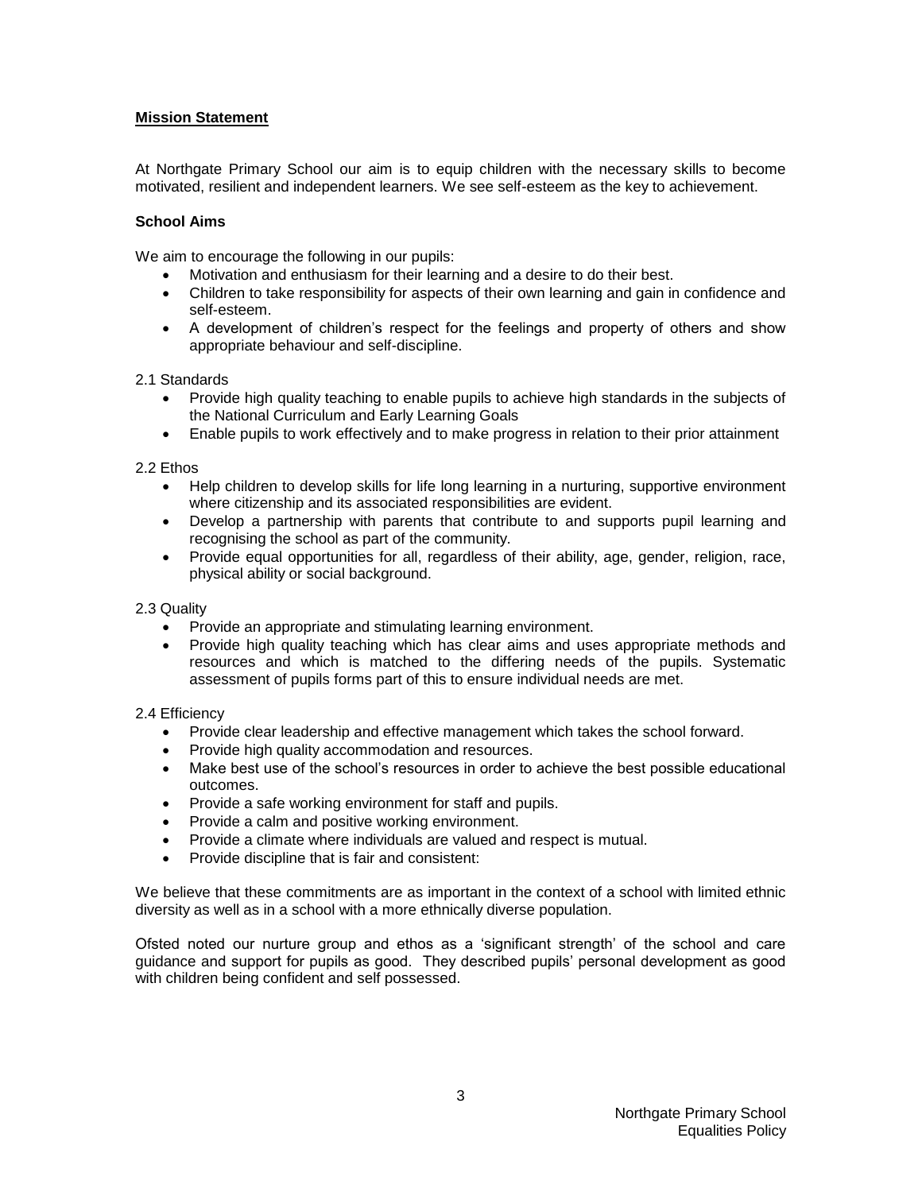## Mission Statement

At Northgate Primary School our aim is to equip children with the necessary skills to become motivated, resilient and independent learners. We see self-esteem as the key to achievement.

### School Aims

We aim to encourage the following in our pupils:

- Motivation and enthusiasm for their learning and a desire to do their best.
- Children to take responsibility for aspects of their own learning and gain in confidence and self-esteem.
- A development of children's respect for the feelings and property of others and show appropriate behaviour and self-discipline.

2.1 Standards

- Provide high quality teaching to enable pupils to achieve high standards in the subjects of the National Curriculum and Early Learning Goals
- Enable pupils to work effectively and to make progress in relation to their prior attainment

2.2 Ethos

- Help children to develop skills for life long learning in a nurturing, supportive environment where citizenship and its associated responsibilities are evident.
- Develop a partnership with parents that contribute to and supports pupil learning and recognising the school as part of the community.
- Provide equal opportunities for all, regardless of their ability, age, gender, religion, race, physical ability or social background.

2.3 Quality

- Provide an appropriate and stimulating learning environment.
- Provide high quality teaching which has clear aims and uses appropriate methods and resources and which is matched to the differing needs of the pupils. Systematic assessment of pupils forms part of this to ensure individual needs are met.

2.4 Efficiency

- Provide clear leadership and effective management which takes the school forward.
- Provide high quality accommodation and resources.
- Make best use of the school's resources in order to achieve the best possible educational outcomes.
- Provide a safe working environment for staff and pupils.
- Provide a calm and positive working environment.
- Provide a climate where individuals are valued and respect is mutual.
- Provide discipline that is fair and consistent:

We believe that these commitments are as important in the context of a school with limited ethnic diversity as well as in a school with a more ethnically diverse population.

Ofsted noted our nurture group and ethos as a 'significant strength' of the school and care guidance and support for pupils as good. They described pupils' personal development as good with children being confident and self possessed.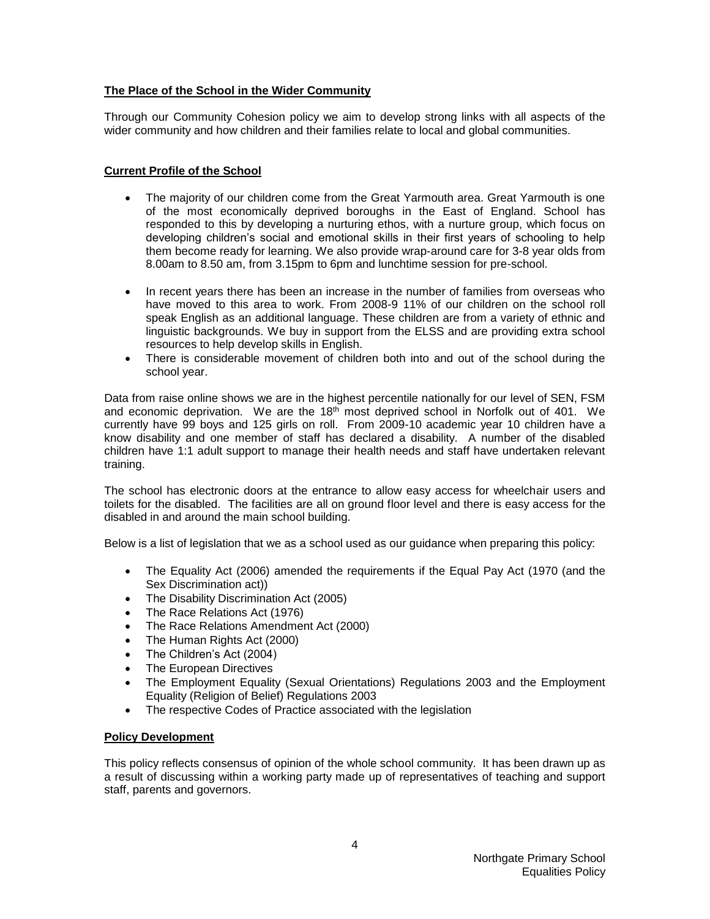## The Place of the School in the Wider Community

Through our Community Cohesion policy we aim to develop strong links with all aspects of the wider community and how children and their families relate to local and global communities.

## Current Profile of the School

- The majority of our children come from the Great Yarmouth area. Great Yarmouth is one of the most economically deprived boroughs in the East of England. School has responded to this by developing a nurturing ethos, with a nurture group, which focus on developing children's social and emotional skills in their first years of schooling to help them become ready for learning. We also provide wrap-around care for 3-8 year olds from 8.00am to 8.50 am, from 3.15pm to 6pm and lunchtime session for pre-school.
- In recent years there has been an increase in the number of families from overseas who have moved to this area to work. From 2008-9 11% of our children on the school roll speak English as an additional language. These children are from a variety of ethnic and linguistic backgrounds. We buy in support from the ELSS and are providing extra school resources to help develop skills in English.
- There is considerable movement of children both into and out of the school during the school year.

Data from raise online shows we are in the highest percentile nationally for our level of SEN, FSM and economic deprivation. We are the 18th most deprived school in Norfolk out of 401. We currently have 99 boys and 125 girls on roll. From 2009-10 academic year 10 children have a know disability and one member of staff has declared a disability. A number of the disabled children have 1:1 adult support to manage their health needs and staff have undertaken relevant training.

The school has electronic doors at the entrance to allow easy access for wheelchair users and toilets for the disabled. The facilities are all on ground floor level and there is easy access for the disabled in and around the main school building.

Below is a list of legislation that we as a school used as our guidance when preparing this policy:

- The Equality Act (2006) amended the requirements if the Equal Pay Act (1970 (and the Sex Discrimination act))
- The Disability Discrimination Act (2005)
- The Race Relations Act (1976)
- The Race Relations Amendment Act (2000)
- The Human Rights Act (2000)
- The Children's Act (2004)
- The European Directives
- The Employment Equality (Sexual Orientations) Regulations 2003 and the Employment Equality (Religion of Belief) Regulations 2003
- The respective Codes of Practice associated with the legislation

## Policy Development

This policy reflects consensus of opinion of the whole school community. It has been drawn up as a result of discussing within a working party made up of representatives of teaching and support staff, parents and governors.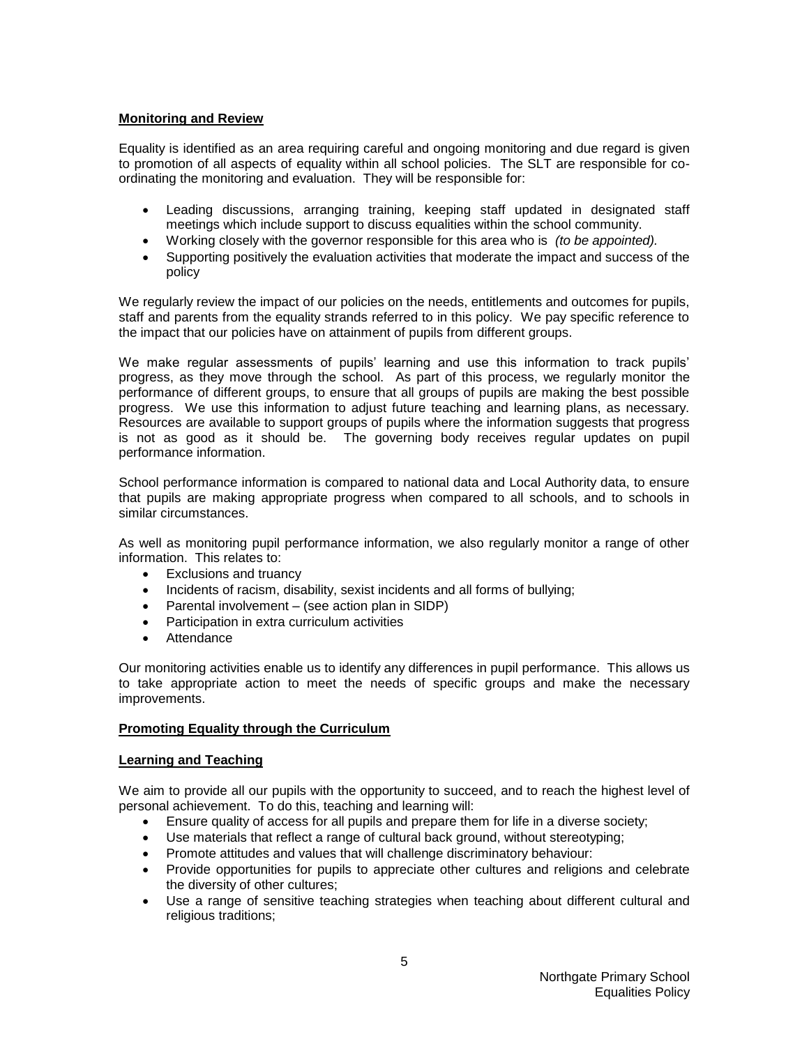**Monitoring and Review**

Equality is identified as an area requiring careful and ongoing monitoring and due regard is given to promotion of all aspects of equality within all school policies. The SLT are responsible for co-ordinating the monitoring and evaluation. They will be responsible for:

- Leading discussions, arranging training, keeping staff updated in designated staff meetings which include support to discuss equalities within the school community.
- Working closely with the governor responsible for this area who is *(to be appointed).*
- Supporting positively the evaluation activities that moderate the impact and success of the policy

We regularly review the impact of our policies on the needs, entitlements and outcomes for pupils, staff and parents from the equality strands referred to in this policy. We pay specific reference to the impact that our policies have on attainment of pupils from different groups.

We make regular assessments of pupils' learning and use this information to track pupils' progress, as they move through the school. As part of this process, we regularly monitor the performance of different groups, to ensure that all groups of pupils are making the best possible progress. We use this information to adjust future teaching and learning plans, as necessary. Resources are available to support groups of pupils where the information suggests that progress is not as good as it should be. The governing body receives regular updates on pupil performance information.

School performance information is compared to national data and Local Authority data, to ensure that pupils are making appropriate progress when compared to all schools, and to schools in similar circumstances.

As well as monitoring pupil performance information, we also regularly monitor a range of other information. This relates to:

- Exclusions and truancy
- Incidents of racism, disability, sexist incidents and all forms of bullying;
- Parental involvement – (see action plan in SIDP)
- Participation in extra curriculum activities
- Attendance

Our monitoring activities enable us to identify any differences in pupil performance. This allows us to take appropriate action to meet the needs of specific groups and make the necessary improvements.

**Promoting Equality through the Curriculum**

**Learning and Teaching**

We aim to provide all our pupils with the opportunity to succeed, and to reach the highest level of personal achievement. To do this, teaching and learning will:

- Ensure quality of access for all pupils and prepare them for life in a diverse society;
- Use materials that reflect a range of cultural back ground, without stereotyping;
- Promote attitudes and values that will challenge discriminatory behaviour:
- Provide opportunities for pupils to appreciate other cultures and religions and celebrate the diversity of other cultures;
- Use a range of sensitive teaching strategies when teaching about different cultural and religious traditions;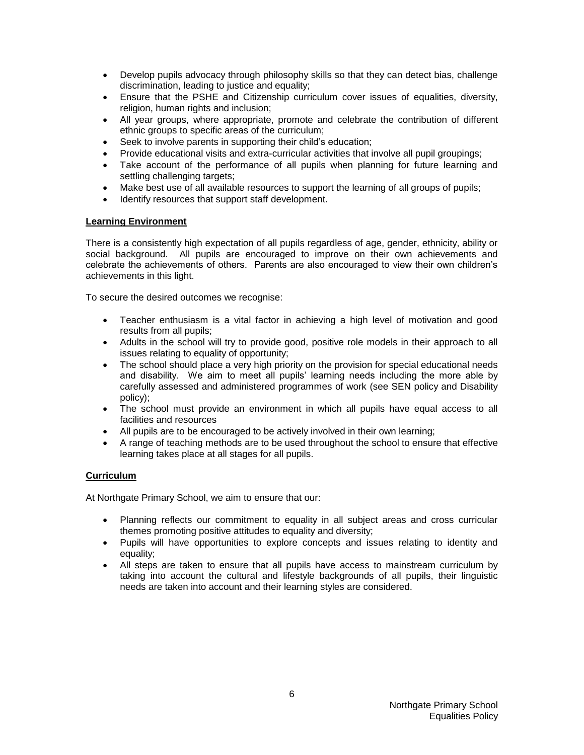- Develop pupils advocacy through philosophy skills so that they can detect bias, challenge discrimination, leading to justice and equality;
- Ensure that the PSHE and Citizenship curriculum cover issues of equalities, diversity, religion, human rights and inclusion;
- All year groups, where appropriate, promote and celebrate the contribution of different ethnic groups to specific areas of the curriculum;
- Seek to involve parents in supporting their child's education;
- Provide educational visits and extra-curricular activities that involve all pupil groupings;
- Take account of the performance of all pupils when planning for future learning and settling challenging targets;
- Make best use of all available resources to support the learning of all groups of pupils;
- Identify resources that support staff development.

**Learning Environment**

There is a consistently high expectation of all pupils regardless of age, gender, ethnicity, ability or social background. All pupils are encouraged to improve on their own achievements and celebrate the achievements of others. Parents are also encouraged to view their own children's achievements in this light.

To secure the desired outcomes we recognise:

- Teacher enthusiasm is a vital factor in achieving a high level of motivation and good results from all pupils;
- Adults in the school will try to provide good, positive role models in their approach to all issues relating to equality of opportunity;
- The school should place a very high priority on the provision for special educational needs and disability. We aim to meet all pupils' learning needs including the more able by carefully assessed and administered programmes of work (see SEN policy and Disability policy);
- The school must provide an environment in which all pupils have equal access to all facilities and resources
- All pupils are to be encouraged to be actively involved in their own learning;
- A range of teaching methods are to be used throughout the school to ensure that effective learning takes place at all stages for all pupils.

**Curriculum**

At Northgate Primary School, we aim to ensure that our:

- Planning reflects our commitment to equality in all subject areas and cross curricular themes promoting positive attitudes to equality and diversity;
- Pupils will have opportunities to explore concepts and issues relating to identity and equality;
- All steps are taken to ensure that all pupils have access to mainstream curriculum by taking into account the cultural and lifestyle backgrounds of all pupils, their linguistic needs are taken into account and their learning styles are considered.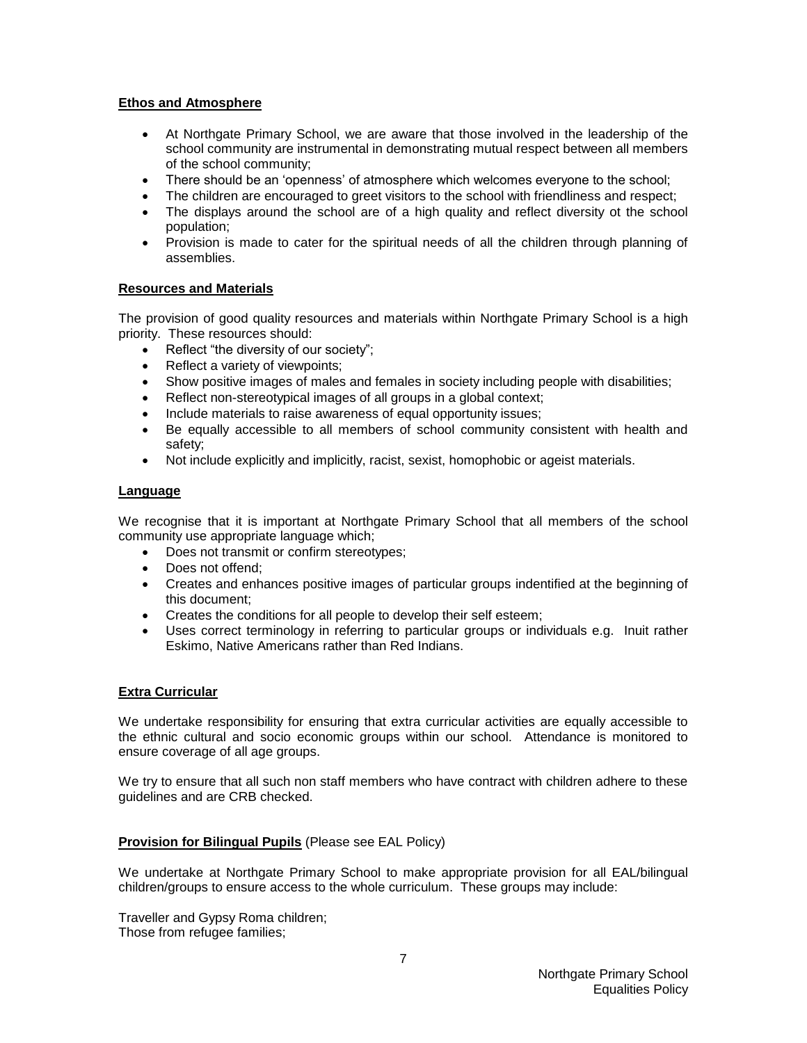**Ethos and Atmosphere**

- At Northgate Primary School, we are aware that those involved in the leadership of the school community are instrumental in demonstrating mutual respect between all members of the school community;
- There should be an 'openness' of atmosphere which welcomes everyone to the school;
- The children are encouraged to greet visitors to the school with friendliness and respect;
- The displays around the school are of a high quality and reflect diversity ot the school population;
- Provision is made to cater for the spiritual needs of all the children through planning of assemblies.

**Resources and Materials**

The provision of good quality resources and materials within Northgate Primary School is a high priority. These resources should:

- Reflect "the diversity of our society";
- Reflect a variety of viewpoints;
- Show positive images of males and females in society including people with disabilities;
- Reflect non-stereotypical images of all groups in a global context;
- Include materials to raise awareness of equal opportunity issues;
- Be equally accessible to all members of school community consistent with health and safety;
- Not include explicitly and implicitly, racist, sexist, homophobic or ageist materials.

**Language**

We recognise that it is important at Northgate Primary School that all members of the school community use appropriate language which;

- Does not transmit or confirm stereotypes;
- Does not offend;
- Creates and enhances positive images of particular groups indentified at the beginning of this document;
- Creates the conditions for all people to develop their self esteem;
- Uses correct terminology in referring to particular groups or individuals e.g. Inuit rather Eskimo, Native Americans rather than Red Indians.

**Extra Curricular**

We undertake responsibility for ensuring that extra curricular activities are equally accessible to the ethnic cultural and socio economic groups within our school. Attendance is monitored to ensure coverage of all age groups.

We try to ensure that all such non staff members who have contract with children adhere to these guidelines and are CRB checked.

**Provision for Bilingual Pupils** (Please see EAL Policy)

We undertake at Northgate Primary School to make appropriate provision for all EAL/bilingual children/groups to ensure access to the whole curriculum. These groups may include:

Traveller and Gypsy Roma children;
Those from refugee families;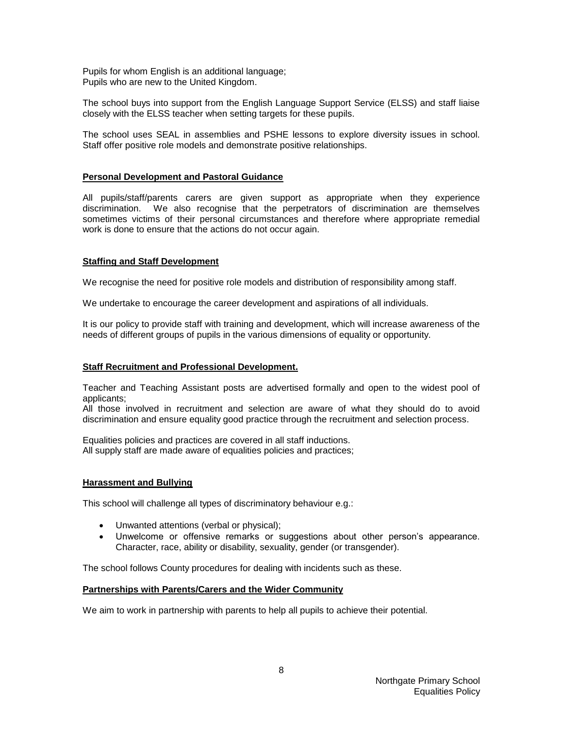Pupils for whom English is an additional language;
Pupils who are new to the United Kingdom.

The school buys into support from the English Language Support Service (ELSS) and staff liaise closely with the ELSS teacher when setting targets for these pupils.

The school uses SEAL in assemblies and PSHE lessons to explore diversity issues in school. Staff offer positive role models and demonstrate positive relationships.

**Personal Development and Pastoral Guidance**

All pupils/staff/parents carers are given support as appropriate when they experience discrimination. We also recognise that the perpetrators of discrimination are themselves sometimes victims of their personal circumstances and therefore where appropriate remedial work is done to ensure that the actions do not occur again.

**Staffing and Staff Development**

We recognise the need for positive role models and distribution of responsibility among staff.

We undertake to encourage the career development and aspirations of all individuals.

It is our policy to provide staff with training and development, which will increase awareness of the needs of different groups of pupils in the various dimensions of equality or opportunity.

**Staff Recruitment and Professional Development.**

Teacher and Teaching Assistant posts are advertised formally and open to the widest pool of applicants;
All those involved in recruitment and selection are aware of what they should do to avoid discrimination and ensure equality good practice through the recruitment and selection process.

Equalities policies and practices are covered in all staff inductions.
All supply staff are made aware of equalities policies and practices;

**Harassment and Bullying**

This school will challenge all types of discriminatory behaviour e.g.:

- Unwanted attentions (verbal or physical);
- Unwelcome or offensive remarks or suggestions about other person's appearance. Character, race, ability or disability, sexuality, gender (or transgender).

The school follows County procedures for dealing with incidents such as these.

**Partnerships with Parents/Carers and the Wider Community**

We aim to work in partnership with parents to help all pupils to achieve their potential.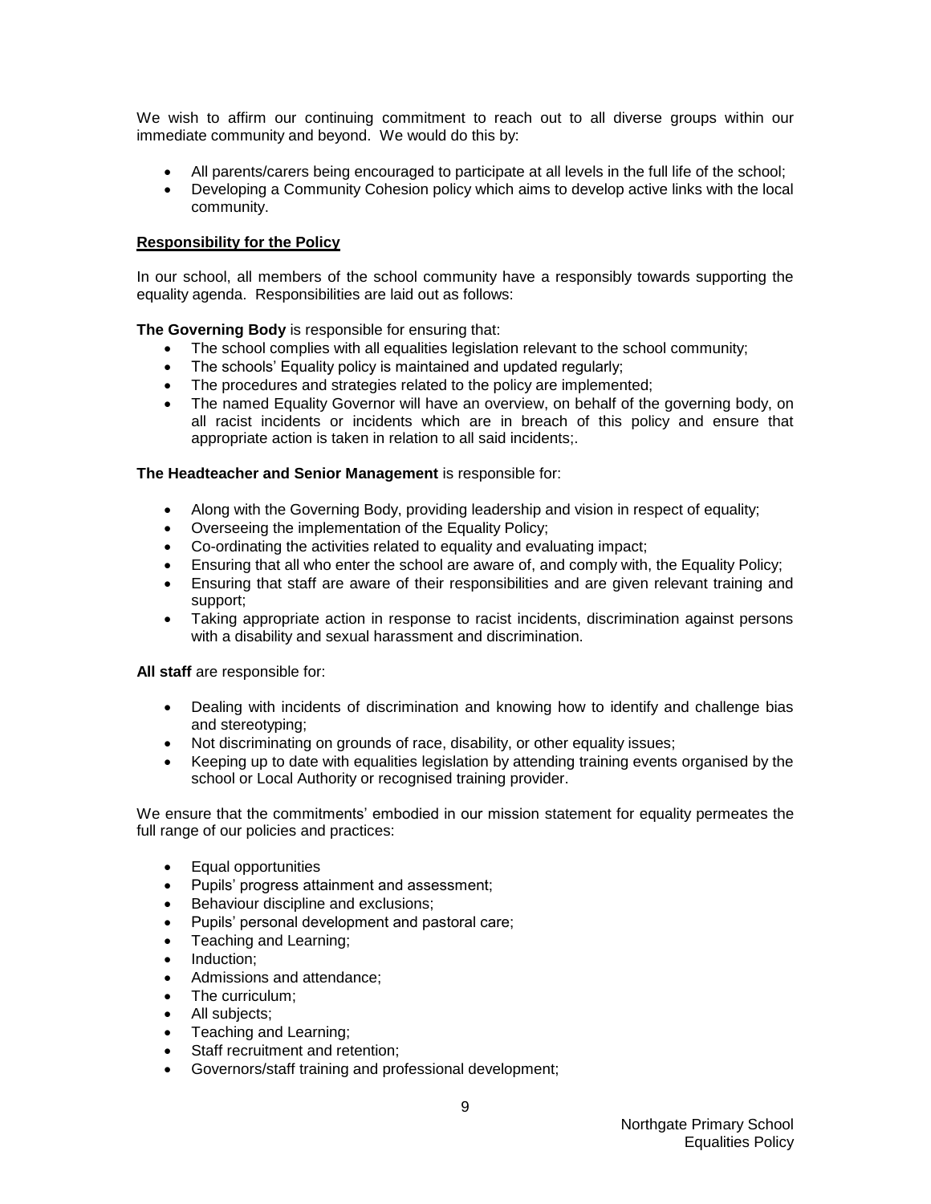We wish to affirm our continuing commitment to reach out to all diverse groups within our immediate community and beyond. We would do this by:

- All parents/carers being encouraged to participate at all levels in the full life of the school;
- Developing a Community Cohesion policy which aims to develop active links with the local community.

**Responsibility for the Policy**

In our school, all members of the school community have a responsibly towards supporting the equality agenda. Responsibilities are laid out as follows:

**The Governing Body** is responsible for ensuring that:

- The school complies with all equalities legislation relevant to the school community;
- The schools' Equality policy is maintained and updated regularly;
- The procedures and strategies related to the policy are implemented;
- The named Equality Governor will have an overview, on behalf of the governing body, on all racist incidents or incidents which are in breach of this policy and ensure that appropriate action is taken in relation to all said incidents;.

**The Headteacher and Senior Management** is responsible for:

- Along with the Governing Body, providing leadership and vision in respect of equality;
- Overseeing the implementation of the Equality Policy;
- Co-ordinating the activities related to equality and evaluating impact;
- Ensuring that all who enter the school are aware of, and comply with, the Equality Policy;
- Ensuring that staff are aware of their responsibilities and are given relevant training and support;
- Taking appropriate action in response to racist incidents, discrimination against persons with a disability and sexual harassment and discrimination.

**All staff** are responsible for:

- Dealing with incidents of discrimination and knowing how to identify and challenge bias and stereotyping;
- Not discriminating on grounds of race, disability, or other equality issues;
- Keeping up to date with equalities legislation by attending training events organised by the school or Local Authority or recognised training provider.

We ensure that the commitments' embodied in our mission statement for equality permeates the full range of our policies and practices:

- Equal opportunities
- Pupils' progress attainment and assessment;
- Behaviour discipline and exclusions;
- Pupils' personal development and pastoral care;
- Teaching and Learning;
- Induction;
- Admissions and attendance;
- The curriculum;
- All subjects;
- Teaching and Learning;
- Staff recruitment and retention;
- Governors/staff training and professional development;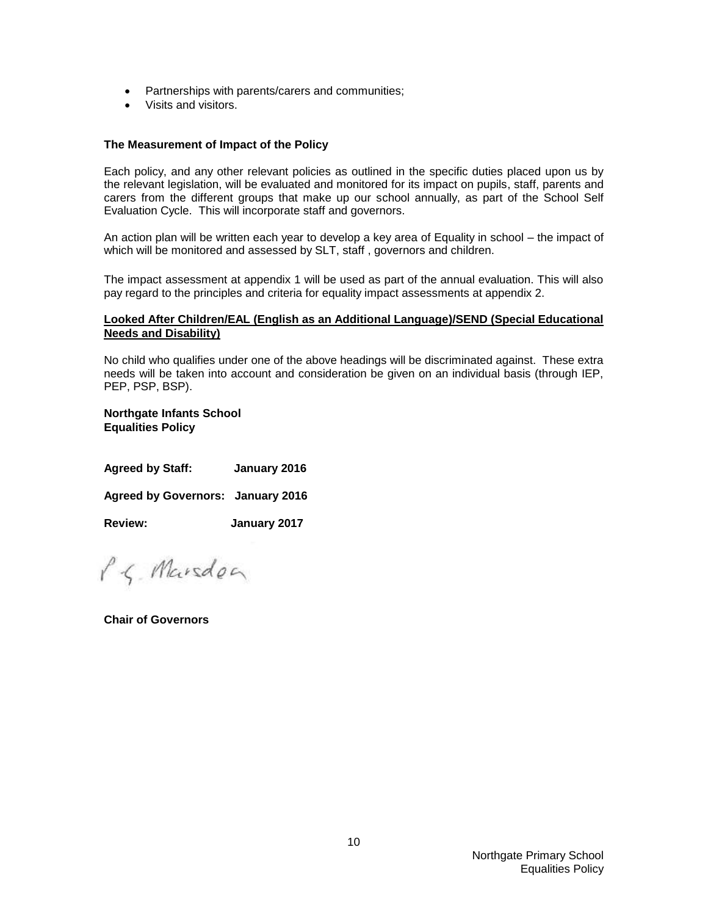- Partnerships with parents/carers and communities;
- Visits and visitors.

**The Measurement of Impact of the Policy**

Each policy, and any other relevant policies as outlined in the specific duties placed upon us by the relevant legislation, will be evaluated and monitored for its impact on pupils, staff, parents and carers from the different groups that make up our school annually, as part of the School Self Evaluation Cycle. This will incorporate staff and governors.

An action plan will be written each year to develop a key area of Equality in school – the impact of which will be monitored and assessed by SLT, staff , governors and children.

The impact assessment at appendix 1 will be used as part of the annual evaluation. This will also pay regard to the principles and criteria for equality impact assessments at appendix 2.

**Looked After Children/EAL (English as an Additional Language)/SEND (Special Educational Needs and Disability)**

No child who qualifies under one of the above headings will be discriminated against. These extra needs will be taken into account and consideration be given on an individual basis (through IEP, PEP, PSP, BSP).

**Northgate Infants School**
**Equalities Policy**

**Agreed by Staff:** **January 2016**

**Agreed by Governors:** **January 2016**

**Review:** **January 2017**

P G. Marsden

**Chair of Governors**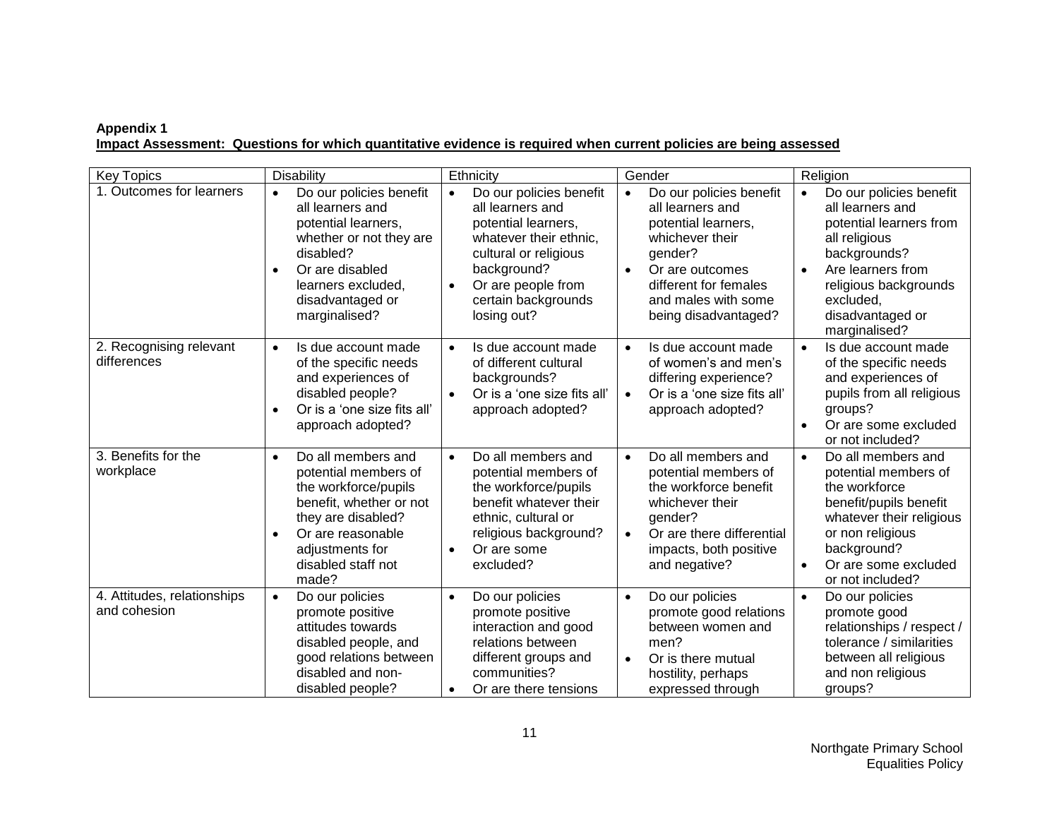**Appendix 1**

**Impact Assessment: Questions for which quantitative evidence is required when current policies are being assessed**

| Key Topics | Disability | Ethnicity | Gender | Religion |
| --- | --- | --- | --- | --- |
| 1. Outcomes for learners | • Do our policies benefit all learners and potential learners, whether or not they are disabled?<br>• Or are disabled learners excluded, disadvantaged or marginalised? | • Do our policies benefit all learners and potential learners, whatever their ethnic, cultural or religious background?<br>• Or are people from certain backgrounds losing out? | • Do our policies benefit all learners and potential learners, whichever their gender?<br>• Or are outcomes different for females and males with some being disadvantaged? | • Do our policies benefit all learners and potential learners from all religious backgrounds?<br>• Are learners from religious backgrounds excluded, disadvantaged or marginalised? |
| 2. Recognising relevant differences | • Is due account made of the specific needs and experiences of disabled people?<br>• Or is a 'one size fits all' approach adopted? | • Is due account made of different cultural backgrounds?<br>• Or is a 'one size fits all' approach adopted? | • Is due account made of women's and men's differing experience?<br>• Or is a 'one size fits all' approach adopted? | • Is due account made of the specific needs and experiences of pupils from all religious groups?<br>• Or are some excluded or not included? |
| 3. Benefits for the workplace | • Do all members and potential members of the workforce/pupils benefit, whether or not they are disabled?<br>• Or are reasonable adjustments for disabled staff not made? | • Do all members and potential members of the workforce/pupils benefit whatever their ethnic, cultural or religious background?<br>• Or are some excluded? | • Do all members and potential members of the workforce benefit whichever their gender?<br>• Or are there differential impacts, both positive and negative? | • Do all members and potential members of the workforce benefit/pupils benefit whatever their religious or non religious background?<br>• Or are some excluded or not included? |
| 4. Attitudes, relationships and cohesion | • Do our policies promote positive attitudes towards disabled people, and good relations between disabled and non-disabled people? | • Do our policies promote positive interaction and good relations between different groups and communities?<br>• Or are there tensions | • Do our policies promote good relations between women and men?<br>• Or is there mutual hostility, perhaps expressed through | • Do our policies promote good relationships / respect / tolerance / similarities between all religious and non religious groups? |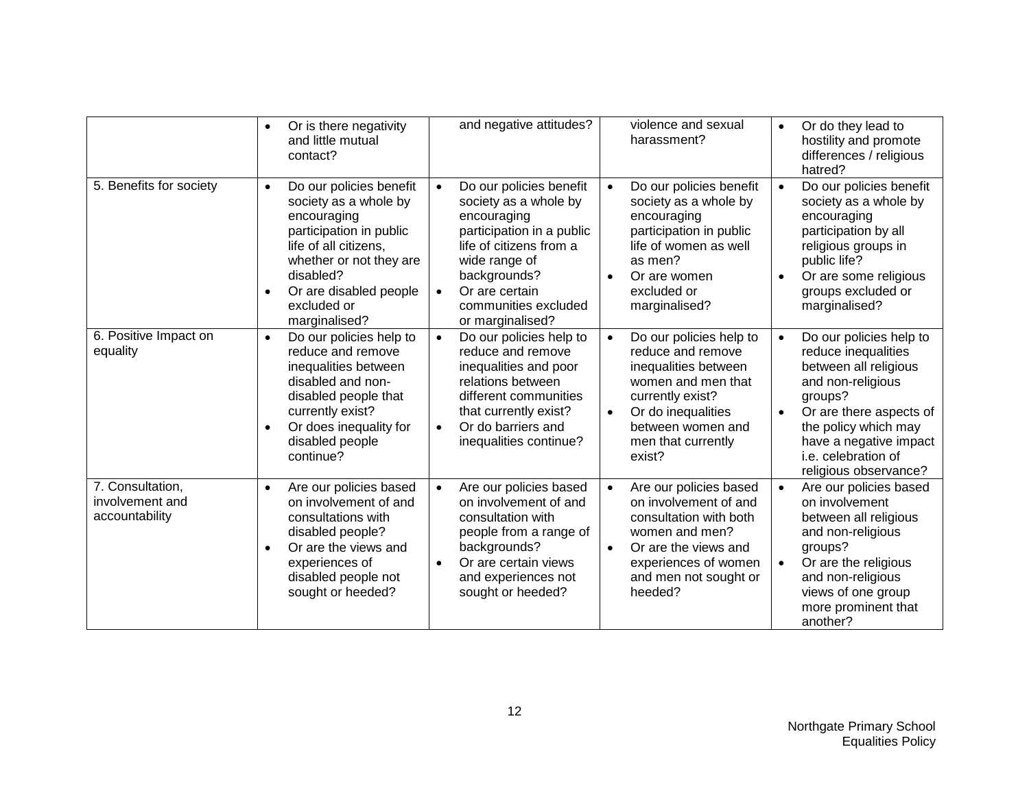| | | | | |
|---|---|---|---|---|
| | • Or is there negativity and little mutual contact? | and negative attitudes? | violence and sexual harassment? | • Or do they lead to hostility and promote differences / religious hatred? |
| 5. Benefits for society | • Do our policies benefit society as a whole by encouraging participation in public life of all citizens, whether or not they are disabled?<br>• Or are disabled people excluded or marginalised? | • Do our policies benefit society as a whole by encouraging participation in a public life of citizens from a wide range of backgrounds?<br>• Or are certain communities excluded or marginalised? | • Do our policies benefit society as a whole by encouraging participation in public life of women as well as men?<br>• Or are women excluded or marginalised? | • Do our policies benefit society as a whole by encouraging participation by all religious groups in public life?<br>• Or are some religious groups excluded or marginalised? |
| 6. Positive Impact on equality | • Do our policies help to reduce and remove inequalities between disabled and non-disabled people that currently exist?<br>• Or does inequality for disabled people continue? | • Do our policies help to reduce and remove inequalities and poor relations between different communities that currently exist?<br>• Or do barriers and inequalities continue? | • Do our policies help to reduce and remove inequalities between women and men that currently exist?<br>• Or do inequalities between women and men that currently exist? | • Do our policies help to reduce inequalities between all religious and non-religious groups?<br>• Or are there aspects of the policy which may have a negative impact i.e. celebration of religious observance? |
| 7. Consultation, involvement and accountability | • Are our policies based on involvement of and consultations with disabled people?<br>• Or are the views and experiences of disabled people not sought or heeded? | • Are our policies based on involvement of and consultation with people from a range of backgrounds?<br>• Or are certain views and experiences not sought or heeded? | • Are our policies based on involvement of and consultation with both women and men?<br>• Or are the views and experiences of women and men not sought or heeded? | • Are our policies based on involvement between all religious and non-religious groups?<br>• Or are the religious and non-religious views of one group more prominent that another? |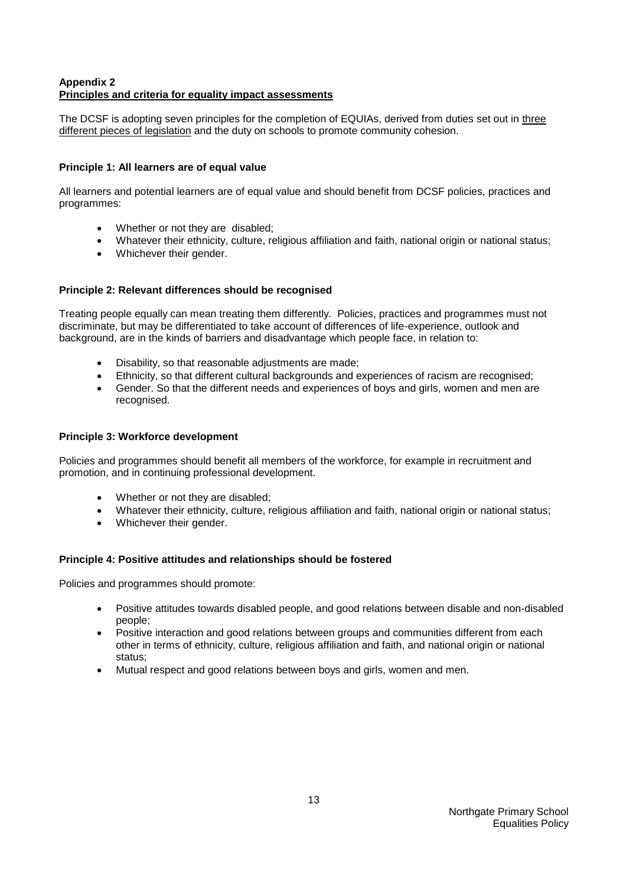**Appendix 2**
**Principles and criteria for equality impact assessments**

The DCSF is adopting seven principles for the completion of EQUIAs, derived from duties set out in three different pieces of legislation and the duty on schools to promote community cohesion.

**Principle 1: All learners are of equal value**

All learners and potential learners are of equal value and should benefit from DCSF policies, practices and programmes:

- Whether or not they are disabled;
- Whatever their ethnicity, culture, religious affiliation and faith, national origin or national status;
- Whichever their gender.

**Principle 2: Relevant differences should be recognised**

Treating people equally can mean treating them differently. Policies, practices and programmes must not discriminate, but may be differentiated to take account of differences of life-experience, outlook and background, are in the kinds of barriers and disadvantage which people face, in relation to:

- Disability, so that reasonable adjustments are made;
- Ethnicity, so that different cultural backgrounds and experiences of racism are recognised;
- Gender. So that the different needs and experiences of boys and girls, women and men are recognised.

**Principle 3: Workforce development**

Policies and programmes should benefit all members of the workforce, for example in recruitment and promotion, and in continuing professional development.

- Whether or not they are disabled;
- Whatever their ethnicity, culture, religious affiliation and faith, national origin or national status;
- Whichever their gender.

**Principle 4: Positive attitudes and relationships should be fostered**

Policies and programmes should promote:

- Positive attitudes towards disabled people, and good relations between disable and non-disabled people;
- Positive interaction and good relations between groups and communities different from each other in terms of ethnicity, culture, religious affiliation and faith, and national origin or national status;
- Mutual respect and good relations between boys and girls, women and men.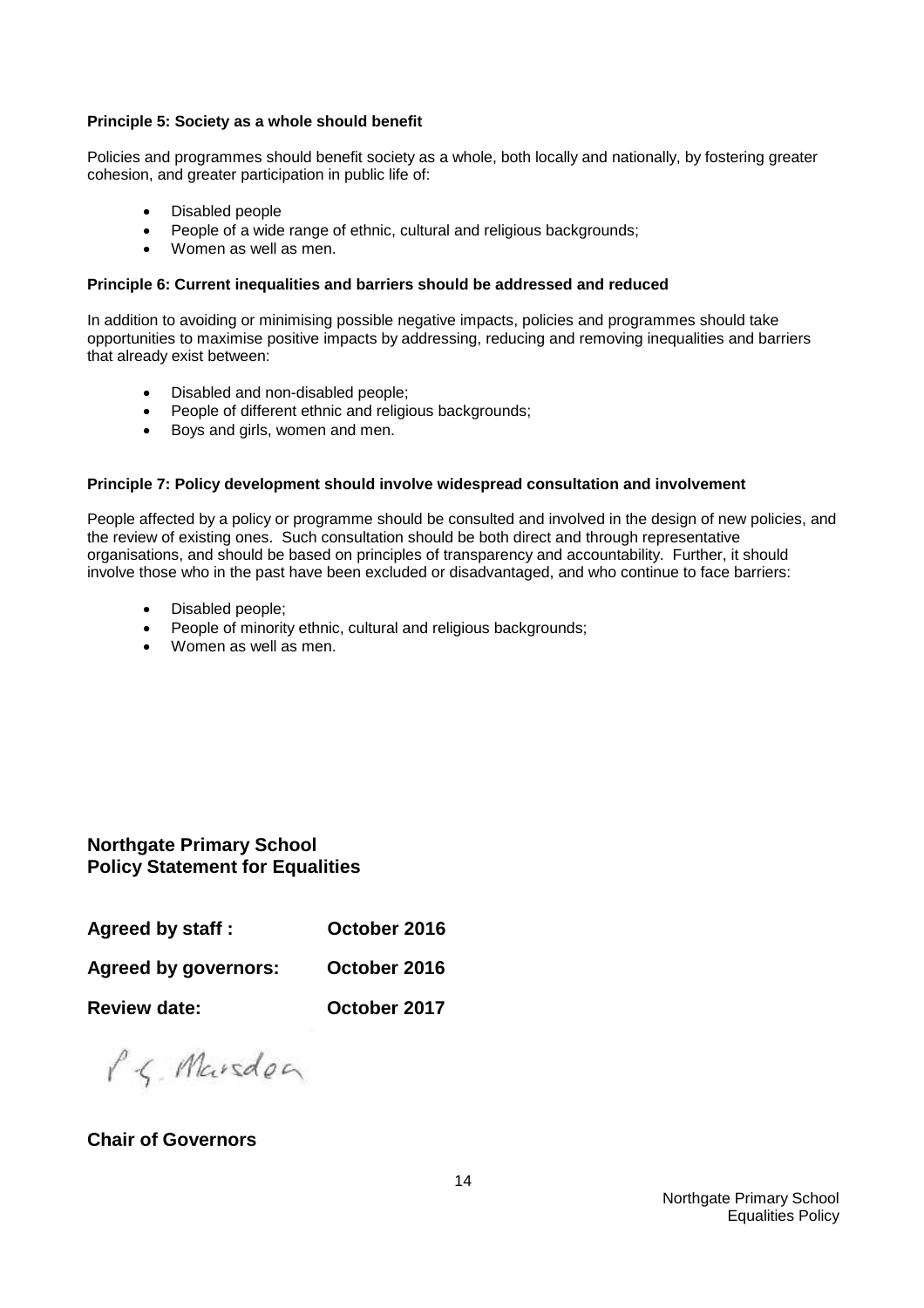**Principle 5: Society as a whole should benefit**

Policies and programmes should benefit society as a whole, both locally and nationally, by fostering greater cohesion, and greater participation in public life of:

- Disabled people
- People of a wide range of ethnic, cultural and religious backgrounds;
- Women as well as men.

**Principle 6: Current inequalities and barriers should be addressed and reduced**

In addition to avoiding or minimising possible negative impacts, policies and programmes should take opportunities to maximise positive impacts by addressing, reducing and removing inequalities and barriers that already exist between:

- Disabled and non-disabled people;
- People of different ethnic and religious backgrounds;
- Boys and girls, women and men.

**Principle 7: Policy development should involve widespread consultation and involvement**

People affected by a policy or programme should be consulted and involved in the design of new policies, and the review of existing ones. Such consultation should be both direct and through representative organisations, and should be based on principles of transparency and accountability. Further, it should involve those who in the past have been excluded or disadvantaged, and who continue to face barriers:

- Disabled people;
- People of minority ethnic, cultural and religious backgrounds;
- Women as well as men.

## Northgate Primary School
## Policy Statement for Equalities

**Agreed by staff :** **October 2016**

**Agreed by governors:** **October 2016**

**Review date:** **October 2017**

P G Marsden

**Chair of Governors**